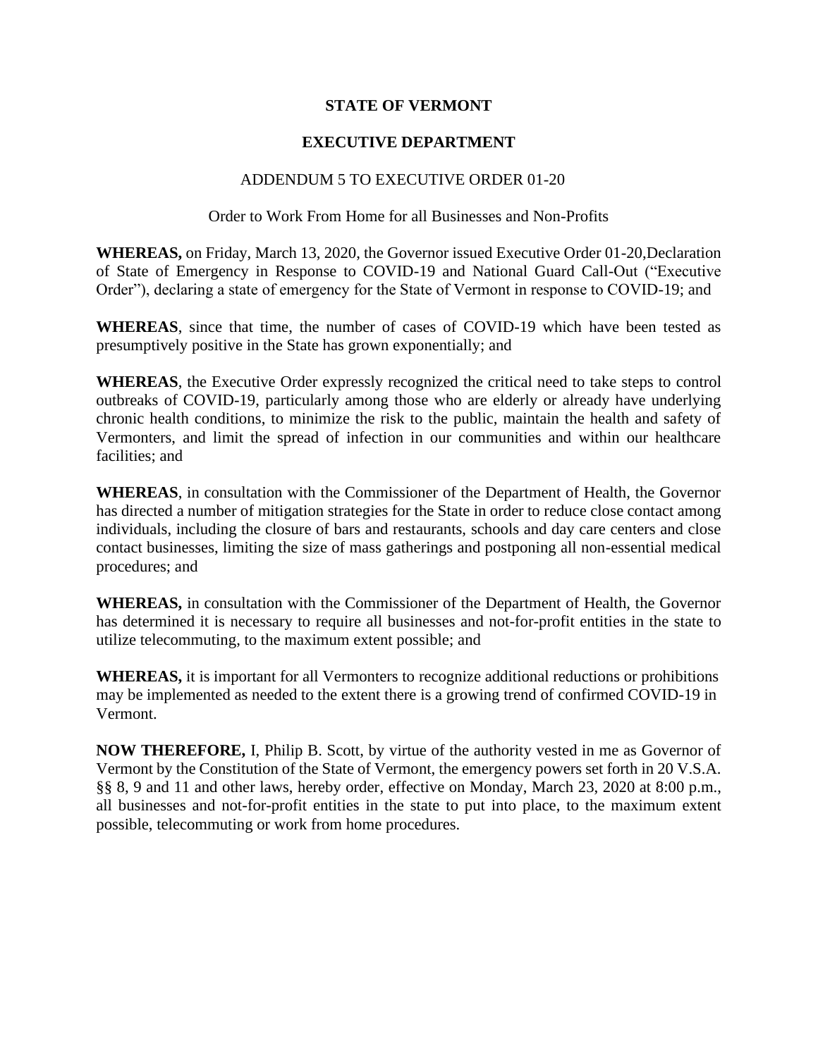**STATE OF VERMONT**

**EXECUTIVE DEPARTMENT**

ADDENDUM 5 TO EXECUTIVE ORDER 01-20

Order to Work From Home for all Businesses and Non-Profits

**WHEREAS,** on Friday, March 13, 2020, the Governor issued Executive Order 01-20,Declaration of State of Emergency in Response to COVID-19 and National Guard Call-Out ("Executive Order"), declaring a state of emergency for the State of Vermont in response to COVID-19; and

**WHEREAS**, since that time, the number of cases of COVID-19 which have been tested as presumptively positive in the State has grown exponentially; and

**WHEREAS**, the Executive Order expressly recognized the critical need to take steps to control outbreaks of COVID-19, particularly among those who are elderly or already have underlying chronic health conditions, to minimize the risk to the public, maintain the health and safety of Vermonters, and limit the spread of infection in our communities and within our healthcare facilities; and

**WHEREAS**, in consultation with the Commissioner of the Department of Health, the Governor has directed a number of mitigation strategies for the State in order to reduce close contact among individuals, including the closure of bars and restaurants, schools and day care centers and close contact businesses, limiting the size of mass gatherings and postponing all non-essential medical procedures; and

**WHEREAS,** in consultation with the Commissioner of the Department of Health, the Governor has determined it is necessary to require all businesses and not-for-profit entities in the state to utilize telecommuting, to the maximum extent possible; and

**WHEREAS,** it is important for all Vermonters to recognize additional reductions or prohibitions may be implemented as needed to the extent there is a growing trend of confirmed COVID-19 in Vermont.

**NOW THEREFORE,** I, Philip B. Scott, by virtue of the authority vested in me as Governor of Vermont by the Constitution of the State of Vermont, the emergency powers set forth in 20 V.S.A. §§ 8, 9 and 11 and other laws, hereby order, effective on Monday, March 23, 2020 at 8:00 p.m., all businesses and not-for-profit entities in the state to put into place, to the maximum extent possible, telecommuting or work from home procedures.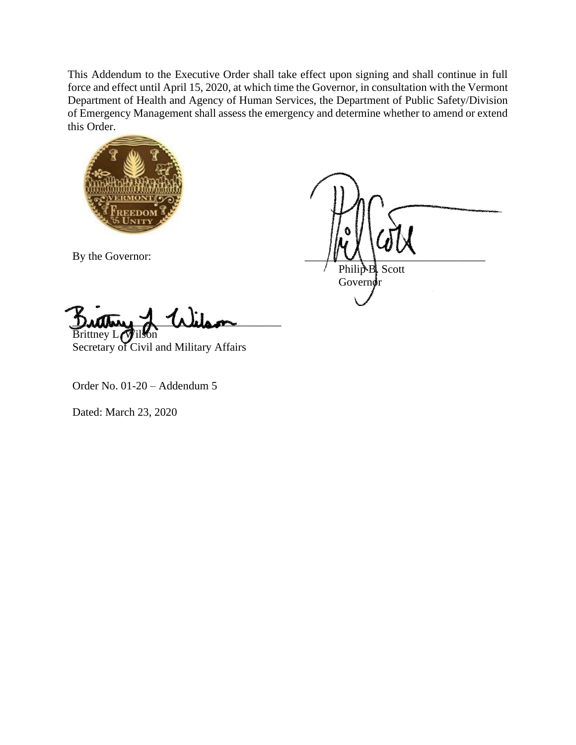This Addendum to the Executive Order shall take effect upon signing and shall continue in full force and effect until April 15, 2020, at which time the Governor, in consultation with the Vermont Department of Health and Agency of Human Services, the Department of Public Safety/Division of Emergency Management shall assess the emergency and determine whether to amend or extend this Order.

By the Governor:

Philip B. Scott
Governor

Brittney L. Wilson
Secretary of Civil and Military Affairs

Order No. 01-20 – Addendum 5

Dated: March 23, 2020